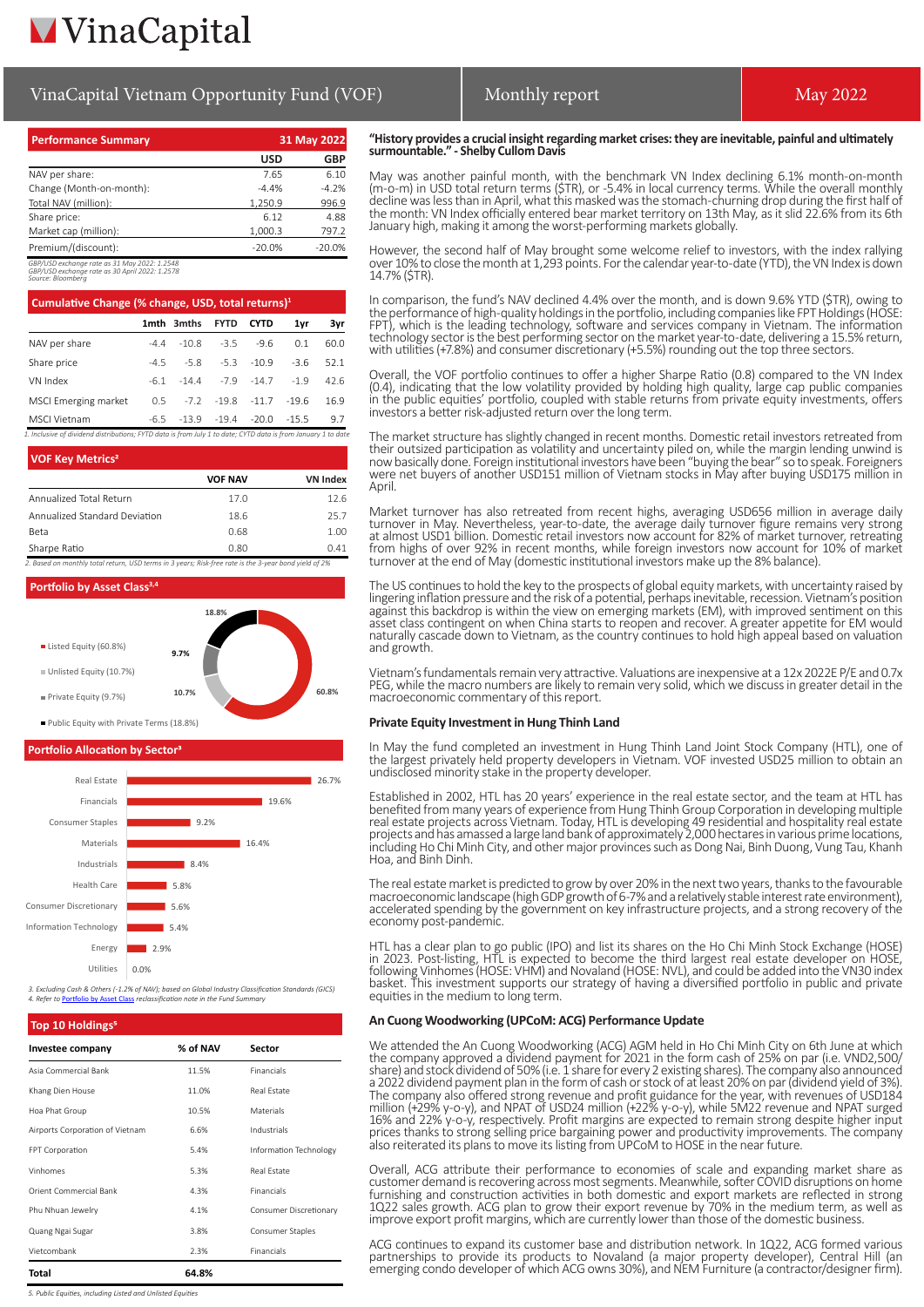# VinaCapital

## VinaCapital Vietnam Opportunity Fund (VOF) | Monthly report | May 2022

| Performance Summary | 31 May 2022 | |
|---|---|---|
| | USD | GBP |
| NAV per share: | 7.65 | 6.10 |
| Change (Month-on-month): | -4.4% | -4.2% |
| Total NAV (million): | 1,250.9 | 996.9 |
| Share price: | 6.12 | 4.88 |
| Market cap (million): | 1,000.3 | 797.2 |
| Premium/(discount): | -20.0% | -20.0% |

*GBP/USD exchange rate as 31 May 2022: 1.2548*
*GBP/USD exchange rate as 30 April 2022: 1.2578*
*Source: Bloomberg*

| Cumulative Change (% change, USD, total returns)[1] | 1mth | 3mths | FYTD | CYTD | 1yr | 3yr |
|---|---|---|---|---|---|---|
| NAV per share | -4.4 | -10.8 | -3.5 | -9.6 | 0.1 | 60.0 |
| Share price | -4.5 | -5.8 | -5.3 | -10.9 | -3.6 | 52.1 |
| VN Index | -6.1 | -14.4 | -7.9 | -14.7 | -1.9 | 42.6 |
| MSCI Emerging market | 0.5 | -7.2 | -19.8 | -11.7 | -19.6 | 16.9 |
| MSCI Vietnam | -6.5 | -13.9 | -19.4 | -20.0 | -15.5 | 9.7 |

*1. Inclusive of dividend distributions; FYTD data is from July 1 to date; CYTD data is from January 1 to date*

| VOF Key Metrics[2] | VOF NAV | VN Index |
|---|---|---|
| Annualized Total Return | 17.0 | 12.6 |
| Annualized Standard Deviation | 18.6 | 25.7 |
| Beta | 0.68 | 1.00 |
| Sharpe Ratio | 0.80 | 0.41 |

*2. Based on monthly total return, USD terms in 3 years; Risk-free rate is the 3-year bond yield of 2%*

### Portfolio by Asset Class[3,4]

- Listed Equity (60.8%)
- Unlisted Equity (10.7%)
- Private Equity (9.7%)
- Public Equity with Private Terms (18.8%)

### Portfolio Allocation by Sector[3]

| Sector | % |
|---|---|
| Real Estate | 26.7% |
| Financials | 19.6% |
| Consumer Staples | 9.2% |
| Materials | 16.4% |
| Industrials | 8.4% |
| Health Care | 5.8% |
| Consumer Discretionary | 5.6% |
| Information Technology | 5.4% |
| Energy | 2.9% |
| Utilities | 0.0% |

*3. Excluding Cash & Others (-1.2% of NAV); based on Global Industry Classification Standards (GICS)*
*4. Refer to Portfolio by Asset Class reclassification note in the Fund Summary*

### Top 10 Holdings[5]

| Investee company | % of NAV | Sector |
|---|---|---|
| Asia Commercial Bank | 11.5% | Financials |
| Khang Dien House | 11.0% | Real Estate |
| Hoa Phat Group | 10.5% | Materials |
| Airports Corporation of Vietnam | 6.6% | Industrials |
| FPT Corporation | 5.4% | Information Technology |
| Vinhomes | 5.3% | Real Estate |
| Orient Commercial Bank | 4.3% | Financials |
| Phu Nhuan Jewelry | 4.1% | Consumer Discretionary |
| Quang Ngai Sugar | 3.8% | Consumer Staples |
| Vietcombank | 2.3% | Financials |
| **Total** | **64.8%** | |

*5. Public Equities, including Listed and Unlisted Equities*

**"History provides a crucial insight regarding market crises: they are inevitable, painful and ultimately surmountable." - Shelby Cullom Davis**

May was another painful month, with the benchmark VN Index declining 6.1% month-on-month (m-o-m) in USD total return terms ($TR), or -5.4% in local currency terms. While the overall monthly decline was less than in April, what this masked was the stomach-churning drop during the first half of the month: VN Index officially entered bear market territory on 13th May, as it slid 22.6% from its 6th January high, making it among the worst-performing markets globally.

However, the second half of May brought some welcome relief to investors, with the index rallying over 10% to close the month at 1,293 points. For the calendar year-to-date (YTD), the VN Index is down 14.7% ($TR).

In comparison, the fund's NAV declined 4.4% over the month, and is down 9.6% YTD ($TR), owing to the performance of high-quality holdings in the portfolio, including companies like FPT Holdings (HOSE: FPT), which is the leading technology, software and services company in Vietnam. The information technology sector is the best performing sector on the market year-to-date, delivering a 15.5% return, with utilities (+7.8%) and consumer discretionary (+5.5%) rounding out the top three sectors.

Overall, the VOF portfolio continues to offer a higher Sharpe Ratio (0.8) compared to the VN Index (0.4), indicating that the low volatility provided by holding high quality, large cap public companies in the public equities' portfolio, coupled with stable returns from private equity investments, offers investors a better risk-adjusted return over the long term.

The market structure has slightly changed in recent months. Domestic retail investors retreated from their outsized participation as volatility and uncertainty piled on, while the margin lending unwind is now basically done. Foreign institutional investors have been "buying the bear" so to speak. Foreigners were net buyers of another USD151 million of Vietnam stocks in May after buying USD175 million in April.

Market turnover has also retreated from recent highs, averaging USD656 million in average daily turnover in May. Nevertheless, year-to-date, the average daily turnover figure remains very strong at almost USD1 billion. Domestic retail investors now account for 82% of market turnover, retreating from highs of over 92% in recent months, while foreign investors now account for 10% of market turnover at the end of May (domestic institutional investors make up the 8% balance).

The US continues to hold the key to the prospects of global equity markets, with uncertainty raised by lingering inflation pressure and the risk of a potential, perhaps inevitable, recession. Vietnam's position against this backdrop is within the view on emerging markets (EM), with improved sentiment on this asset class contingent on when China starts to reopen and recover. A greater appetite for EM would naturally cascade down to Vietnam, as the country continues to hold high appeal based on valuation and growth.

Vietnam's fundamentals remain very attractive. Valuations are inexpensive at a 12x 2022E P/E and 0.7x PEG, while the macro numbers are likely to remain very solid, which we discuss in greater detail in the macroeconomic commentary of this report.

### Private Equity Investment in Hung Thinh Land

In May the fund completed an investment in Hung Thinh Land Joint Stock Company (HTL), one of the largest privately held property developers in Vietnam. VOF invested USD25 million to obtain an undisclosed minority stake in the property developer.

Established in 2002, HTL has 20 years' experience in the real estate sector, and the team at HTL has benefited from many years of experience from Hung Thinh Group Corporation in developing multiple real estate projects across Vietnam. Today, HTL is developing 49 residential and hospitality real estate projects and has amassed a large land bank of approximately 2,000 hectares in various prime locations, including Ho Chi Minh City, and other major provinces such as Dong Nai, Binh Duong, Vung Tau, Khanh Hoa, and Binh Dinh.

The real estate market is predicted to grow by over 20% in the next two years, thanks to the favourable macroeconomic landscape (high GDP growth of 6-7% and a relatively stable interest rate environment), accelerated spending by the government on key infrastructure projects, and a strong recovery of the economy post-pandemic.

HTL has a clear plan to go public (IPO) and list its shares on the Ho Chi Minh Stock Exchange (HOSE) in 2023. Post-listing, HTL is expected to become the third largest real estate developer on HOSE, following Vinhomes (HOSE: VHM) and Novaland (HOSE: NVL), and could be added into the VN30 index basket. This investment supports our strategy of having a diversified portfolio in public and private equities in the medium to long term.

### An Cuong Woodworking (UPCoM: ACG) Performance Update

We attended the An Cuong Woodworking (ACG) AGM held in Ho Chi Minh City on 6th June at which the company approved a dividend payment for 2021 in the form cash of 25% on par (i.e. VND2,500/share) and stock dividend of 50% (i.e. 1 share for every 2 existing shares). The company also announced a 2022 dividend payment plan in the form of cash or stock of at least 20% on par (dividend yield of 3%). The company also offered strong revenue and profit guidance for the year, with revenues of USD184 million (+29% y-o-y), and NPAT of USD24 million (+22% y-o-y), while 5M22 revenue and NPAT surged 16% and 22% y-o-y, respectively. Profit margins are expected to remain strong despite higher input prices thanks to strong selling price bargaining power and productivity improvements. The company also reiterated its plans to move its listing from UPCoM to HOSE in the near future.

Overall, ACG attribute their performance to economies of scale and expanding market share as customer demand is recovering across most segments. Meanwhile, softer COVID disruptions on home furnishing and construction activities in both domestic and export markets are reflected in strong 1Q22 sales growth. ACG plan to grow their export revenue by 70% in the medium term, as well as improve export profit margins, which are currently lower than those of the domestic business.

ACG continues to expand its customer base and distribution network. In 1Q22, ACG formed various partnerships to provide its products to Novaland (a major property developer), Central Hill (an emerging condo developer of which ACG owns 30%), and NEM Furniture (a contractor/designer firm).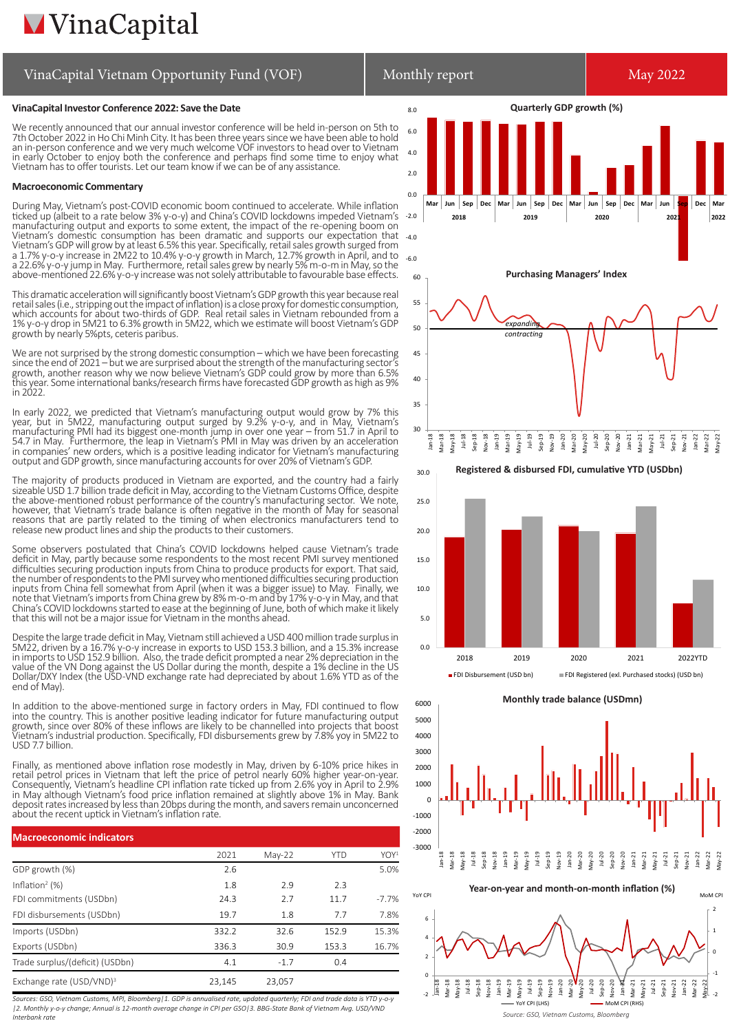# VinaCapital Vietnam Opportunity Fund (VOF) — Monthly report — May 2022

### VinaCapital Investor Conference 2022: Save the Date

We recently announced that our annual investor conference will be held in-person on 5th to 7th October 2022 in Ho Chi Minh City. It has been three years since we have been able to hold an in-person conference and we very much welcome VOF investors to head over to Vietnam in early October to enjoy both the conference and perhaps find some time to enjoy what Vietnam has to offer tourists. Let our team know if we can be of any assistance.

### Macroeconomic Commentary

During May, Vietnam's post-COVID economic boom continued to accelerate. While inflation ticked up (albeit to a rate below 3% y-o-y) and China's COVID lockdowns impeded Vietnam's manufacturing output and exports to some extent, the impact of the re-opening boom on Vietnam's domestic consumption has been dramatic and supports our expectation that Vietnam's GDP will grow by at least 6.5% this year. Specifically, retail sales growth surged from a 1.7% y-o-y increase in 2M22 to 10.4% y-o-y growth in March, 12.7% growth in April, and to a 22.6% y-o-y jump in May. Furthermore, retail sales grew by nearly 5% m-o-m in May, so the above-mentioned 22.6% y-o-y increase was not solely attributable to favourable base effects.

This dramatic acceleration will significantly boost Vietnam's GDP growth this year because real retail sales (i.e., stripping out the impact of inflation) is a close proxy for domestic consumption, which accounts for about two-thirds of GDP. Real retail sales in Vietnam rebounded from a 1% y-o-y drop in 5M21 to 6.3% growth in 5M22, which we estimate will boost Vietnam's GDP growth by nearly 5%pts, ceteris paribus.

We are not surprised by the strong domestic consumption – which we have been forecasting since the end of 2021 – but we are surprised about the strength of the manufacturing sector's growth, another reason why we now believe Vietnam's GDP could grow by more than 6.5% this year. Some international banks/research firms have forecasted GDP growth as high as 9% in 2022.

In early 2022, we predicted that Vietnam's manufacturing output would grow by 7% this year, but in 5M22, manufacturing output surged by 9.2% y-o-y, and in May, Vietnam's manufacturing PMI had its biggest one-month jump in over one year – from 51.7 in April to 54.7 in May. Furthermore, the leap in Vietnam's PMI in May was driven by an acceleration in companies' new orders, which is a positive leading indicator for Vietnam's manufacturing output and GDP growth, since manufacturing accounts for over 20% of Vietnam's GDP.

The majority of products produced in Vietnam are exported, and the country had a fairly sizeable USD 1.7 billion trade deficit in May, according to the Vietnam Customs Office, despite the above-mentioned robust performance of the country's manufacturing sector. We note, however, that Vietnam's trade balance is often negative in the month of May for seasonal reasons that are partly related to the timing of when electronics manufacturers tend to release new product lines and ship the products to their customers.

Some observers postulated that China's COVID lockdowns helped cause Vietnam's trade deficit in May, partly because some respondents to the most recent PMI survey mentioned difficulties securing production inputs from China to produce products for export. That said, the number of respondents to the PMI survey who mentioned difficulties securing production inputs from China fell somewhat from April (when it was a bigger issue) to May. Finally, we note that Vietnam's imports from China grew by 8% m-o-m and by 17% y-o-y in May, and that China's COVID lockdowns started to ease at the beginning of June, both of which make it likely that this will not be a major issue for Vietnam in the months ahead.

Despite the large trade deficit in May, Vietnam still achieved a USD 400 million trade surplus in 5M22, driven by a 16.7% y-o-y increase in exports to USD 153.3 billion, and a 15.3% increase in imports to USD 152.9 billion. Also, the trade deficit prompted a near 2% depreciation in the value of the VN Dong against the US Dollar during the month, despite a 1% decline in the US Dollar/DXY Index (the USD-VND exchange rate had depreciated by about 1.6% YTD as of the end of May).

In addition to the above-mentioned surge in factory orders in May, FDI continued to flow into the country. This is another positive leading indicator for future manufacturing output growth, since over 80% of these inflows are likely to be channelled into projects that boost Vietnam's industrial production. Specifically, FDI disbursements grew by 7.8% yoy in 5M22 to USD 7.7 billion.

Finally, as mentioned above inflation rose modestly in May, driven by 6-10% price hikes in retail petrol prices in Vietnam that left the price of petrol nearly 60% higher year-on-year. Consequently, Vietnam's headline CPI inflation rate ticked up from 2.6% yoy in April to 2.9% in May although Vietnam's food price inflation remained at slightly above 1% in May. Bank deposit rates increased by less than 20bps during the month, and savers remain unconcerned about the recent uptick in Vietnam's inflation rate.

### Macroeconomic indicators

| | 2021 | May-22 | YTD | YOY[1] |
|---|---|---|---|---|
| GDP growth (%) | 2.6 | | | 5.0% |
| Inflation[2] (%) | 1.8 | 2.9 | 2.3 | |
| FDI commitments (USDbn) | 24.3 | 2.7 | 11.7 | -7.7% |
| FDI disbursements (USDbn) | 19.7 | 1.8 | 7.7 | 7.8% |
| Imports (USDbn) | 332.2 | 32.6 | 152.9 | 15.3% |
| Exports (USDbn) | 336.3 | 30.9 | 153.3 | 16.7% |
| Trade surplus/(deficit) (USDbn) | 4.1 | -1.7 | 0.4 | |
| Exchange rate (USD/VND)[3] | 23,145 | 23,057 | | |

*Sources: GSO, Vietnam Customs, MPI, Bloomberg | 1. GDP is annualised rate, updated quarterly; FDI and trade data is YTD y-o-y | 2. Monthly y-o-y change; Annual is 12-month average change in CPI per GSO | 3. BBG-State Bank of Vietnam Avg. USD/VND Interbank rate*

**Quarterly GDP growth (%)**

**Purchasing Managers' Index**

**Registered & disbursed FDI, cumulative YTD (USDbn)**

**Monthly trade balance (USDmn)**

**Year-on-year and month-on-month inflation (%)**

*Source: GSO, Vietnam Customs, Bloomberg*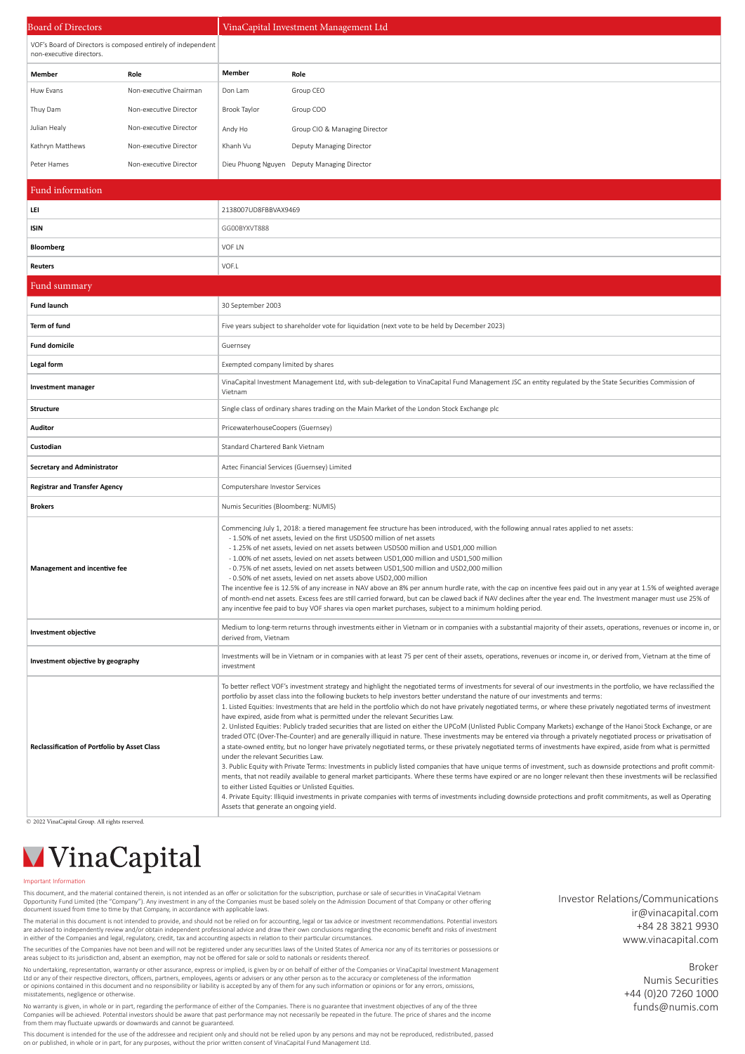| Board of Directors | | VinaCapital Investment Management Ltd | |
|---|---|---|---|
| VOF's Board of Directors is composed entirely of independent non-executive directors. | | | |
| **Member** | **Role** | **Member** | **Role** |
| Huw Evans | Non-executive Chairman | Don Lam | Group CEO |
| Thuy Dam | Non-executive Director | Brook Taylor | Group COO |
| Julian Healy | Non-executive Director | Andy Ho | Group CIO & Managing Director |
| Kathryn Matthews | Non-executive Director | Khanh Vu | Deputy Managing Director |
| Peter Hames | Non-executive Director | Dieu Phuong Nguyen | Deputy Managing Director |

## Fund information

| | |
|---|---|
| **LEI** | 2138007UD8FBBVAX9469 |
| **ISIN** | GG00BYXVT888 |
| **Bloomberg** | VOF LN |
| **Reuters** | VOF.L |

## Fund summary

| | |
|---|---|
| **Fund launch** | 30 September 2003 |
| **Term of fund** | Five years subject to shareholder vote for liquidation (next vote to be held by December 2023) |
| **Fund domicile** | Guernsey |
| **Legal form** | Exempted company limited by shares |
| **Investment manager** | VinaCapital Investment Management Ltd, with sub-delegation to VinaCapital Fund Management JSC an entity regulated by the State Securities Commission of Vietnam |
| **Structure** | Single class of ordinary shares trading on the Main Market of the London Stock Exchange plc |
| **Auditor** | PricewaterhouseCoopers (Guernsey) |
| **Custodian** | Standard Chartered Bank Vietnam |
| **Secretary and Administrator** | Aztec Financial Services (Guernsey) Limited |
| **Registrar and Transfer Agency** | Computershare Investor Services |
| **Brokers** | Numis Securities (Bloomberg: NUMIS) |
| **Management and incentive fee** | Commencing July 1, 2018: a tiered management fee structure has been introduced, with the following annual rates applied to net assets:<br>- 1.50% of net assets, levied on the first USD500 million of net assets<br>- 1.25% of net assets, levied on net assets between USD500 million and USD1,000 million<br>- 1.00% of net assets, levied on net assets between USD1,000 million and USD1,500 million<br>- 0.75% of net assets, levied on net assets between USD1,500 million and USD2,000 million<br>- 0.50% of net assets, levied on net assets above USD2,000 million<br>The incentive fee is 12.5% of any increase in NAV above an 8% per annum hurdle rate, with the cap on incentive fees paid out in any year at 1.5% of weighted average of month-end net assets. Excess fees are still carried forward, but can be clawed back if NAV declines after the year end. The Investment manager must use 25% of any incentive fee paid to buy VOF shares via open market purchases, subject to a minimum holding period. |
| **Investment objective** | Medium to long-term returns through investments either in Vietnam or in companies with a substantial majority of their assets, operations, revenues or income in, or derived from, Vietnam |
| **Investment objective by geography** | Investments will be in Vietnam or in companies with at least 75 per cent of their assets, operations, revenues or income in, or derived from, Vietnam at the time of investment |
| **Reclassification of Portfolio by Asset Class** | To better reflect VOF's investment strategy and highlight the negotiated terms of investments for several of our investments in the portfolio, we have reclassified the portfolio by asset class into the following buckets to help investors better understand the nature of our investments and terms:<br>1. Listed Equities: Investments that are held in the portfolio which do not have privately negotiated terms, or where these privately negotiated terms of investment have expired, aside from what is permitted under the relevant Securities Law.<br>2. Unlisted Equities: Publicly traded securities that are listed on either the UPCoM (Unlisted Public Company Markets) exchange of the Hanoi Stock Exchange, or are traded OTC (Over-The-Counter) and are generally illiquid in nature. These investments may be entered via through a privately negotiated process or privatisation of a state-owned entity, but no longer have privately negotiated terms, or these privately negotiated terms of investments have expired, aside from what is permitted under the relevant Securities Law.<br>3. Public Equity with Private Terms: Investments in publicly listed companies that have unique terms of investment, such as downside protections and profit commitments, that not readily available to general market participants. Where these terms have expired or are no longer relevant then these investments will be reclassified to either Listed Equities or Unlisted Equities.<br>4. Private Equity: Illiquid investments in private companies with terms of investments including downside protections and profit commitments, as well as Operating Assets that generate an ongoing yield. |

© 2022 VinaCapital Group. All rights reserved.

VinaCapital

Important Information

This document, and the material contained therein, is not intended as an offer or solicitation for the subscription, purchase or sale of securities in VinaCapital Vietnam Opportunity Fund Limited (the "Company"). Any investment in any of the Companies must be based solely on the Admission Document of that Company or other offering document issued from time to time by that Company, in accordance with applicable laws.

The material in this document is not intended to provide, and should not be relied on for accounting, legal or tax advice or investment recommendations. Potential investors are advised to independently review and/or obtain independent professional advice and draw their own conclusions regarding the economic benefit and risks of investment in either of the Companies and legal, regulatory, credit, tax and accounting aspects in relation to their particular circumstances.

The securities of the Companies have not been and will not be registered under any securities laws of the United States of America nor any of its territories or possessions or areas subject to its jurisdiction and, absent an exemption, may not be offered for sale or sold to nationals or residents thereof.

No undertaking, representation, warranty or other assurance, express or implied, is given by or on behalf of either of the Companies or VinaCapital Investment Management Ltd or any of their respective directors, officers, partners, employees, agents or advisers or any other person as to the accuracy or completeness of the information or opinions contained in this document and no responsibility or liability is accepted by any of them for any such information or opinions or for any errors, omissions, misstatements, negligence or otherwise.

No warranty is given, in whole or in part, regarding the performance of either of the Companies. There is no guarantee that investment objectives of any of the three Companies will be achieved. Potential investors should be aware that past performance may not necessarily be repeated in the future. The price of shares and the income from them may fluctuate upwards or downwards and cannot be guaranteed.

This document is intended for the use of the addressee and recipient only and should not be relied upon by any persons and may not be reproduced, redistributed, passed on or published, in whole or in part, for any purposes, without the prior written consent of VinaCapital Fund Management Ltd.

Investor Relations/Communications
ir@vinacapital.com
+84 28 3821 9930
www.vinacapital.com

Broker
Numis Securities
+44 (0)20 7260 1000
funds@numis.com